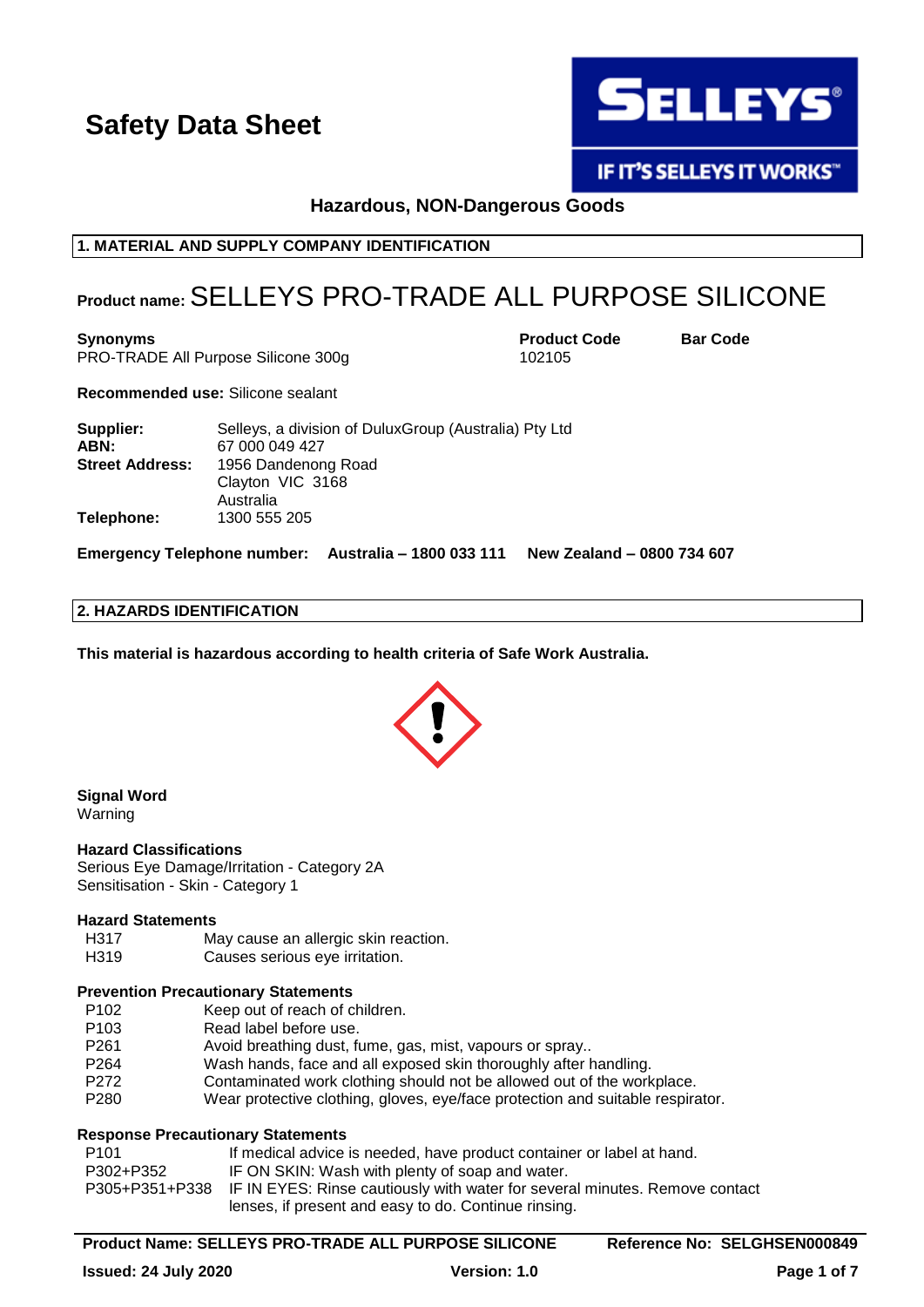# Safety Data Sheet

SELLEYS® IF IT'S SELLEYS IT WORKS™

**Hazardous, NON-Dangerous Goods**

## 1. MATERIAL AND SUPPLY COMPANY IDENTIFICATION

**Product name:** SELLEYS PRO-TRADE ALL PURPOSE SILICONE

| **Synonyms** | **Product Code** | **Bar Code** |
|---|---|---|
| PRO-TRADE All Purpose Silicone 300g | 102105 | |

**Recommended use:** Silicone sealant

| | |
|---|---|
| **Supplier:** | Selleys, a division of DuluxGroup (Australia) Pty Ltd |
| **ABN:** | 67 000 049 427 |
| **Street Address:** | 1956 Dandenong Road<br>Clayton VIC 3168<br>Australia |
| **Telephone:** | 1300 555 205 |

**Emergency Telephone number: Australia – 1800 033 111 New Zealand – 0800 734 607**

## 2. HAZARDS IDENTIFICATION

**This material is hazardous according to health criteria of Safe Work Australia.**

### Signal Word
Warning

### Hazard Classifications
Serious Eye Damage/Irritation - Category 2A
Sensitisation - Skin - Category 1

### Hazard Statements

| | |
|---|---|
| H317 | May cause an allergic skin reaction. |
| H319 | Causes serious eye irritation. |

### Prevention Precautionary Statements

| | |
|---|---|
| P102 | Keep out of reach of children. |
| P103 | Read label before use. |
| P261 | Avoid breathing dust, fume, gas, mist, vapours or spray.. |
| P264 | Wash hands, face and all exposed skin thoroughly after handling. |
| P272 | Contaminated work clothing should not be allowed out of the workplace. |
| P280 | Wear protective clothing, gloves, eye/face protection and suitable respirator. |

### Response Precautionary Statements

| | |
|---|---|
| P101 | If medical advice is needed, have product container or label at hand. |
| P302+P352 | IF ON SKIN: Wash with plenty of soap and water. |
| P305+P351+P338 | IF IN EYES: Rinse cautiously with water for several minutes. Remove contact lenses, if present and easy to do. Continue rinsing. |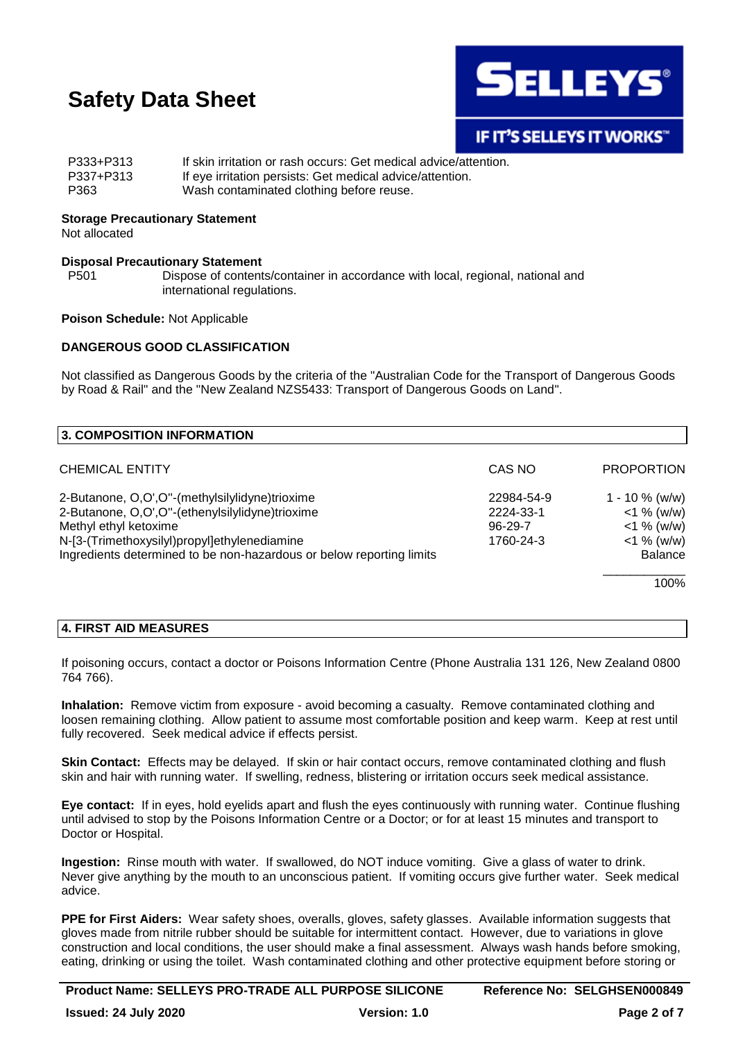| | |
|---|---|
| P333+P313 | If skin irritation or rash occurs: Get medical advice/attention. |
| P337+P313 | If eye irritation persists: Get medical advice/attention. |
| P363 | Wash contaminated clothing before reuse. |

**Storage Precautionary Statement**
Not allocated

**Disposal Precautionary Statement**

| | |
|---|---|
| P501 | Dispose of contents/container in accordance with local, regional, national and international regulations. |

**Poison Schedule:** Not Applicable

**DANGEROUS GOOD CLASSIFICATION**

Not classified as Dangerous Goods by the criteria of the "Australian Code for the Transport of Dangerous Goods by Road & Rail" and the "New Zealand NZS5433: Transport of Dangerous Goods on Land".

## 3. COMPOSITION INFORMATION

| CHEMICAL ENTITY | CAS NO | PROPORTION |
|---|---|---|
| 2-Butanone, O,O',O''-(methylsilylidyne)trioxime | 22984-54-9 | 1 - 10 % (w/w) |
| 2-Butanone, O,O',O''-(ethenylsilylidyne)trioxime | 2224-33-1 | <1 % (w/w) |
| Methyl ethyl ketoxime | 96-29-7 | <1 % (w/w) |
| N-[3-(Trimethoxysilyl)propyl]ethylenediamine | 1760-24-3 | <1 % (w/w) |
| Ingredients determined to be non-hazardous or below reporting limits | | Balance |
| | | 100% |

## 4. FIRST AID MEASURES

If poisoning occurs, contact a doctor or Poisons Information Centre (Phone Australia 131 126, New Zealand 0800 764 766).

**Inhalation:** Remove victim from exposure - avoid becoming a casualty. Remove contaminated clothing and loosen remaining clothing. Allow patient to assume most comfortable position and keep warm. Keep at rest until fully recovered. Seek medical advice if effects persist.

**Skin Contact:** Effects may be delayed. If skin or hair contact occurs, remove contaminated clothing and flush skin and hair with running water. If swelling, redness, blistering or irritation occurs seek medical assistance.

**Eye contact:** If in eyes, hold eyelids apart and flush the eyes continuously with running water. Continue flushing until advised to stop by the Poisons Information Centre or a Doctor; or for at least 15 minutes and transport to Doctor or Hospital.

**Ingestion:** Rinse mouth with water. If swallowed, do NOT induce vomiting. Give a glass of water to drink. Never give anything by the mouth to an unconscious patient. If vomiting occurs give further water. Seek medical advice.

**PPE for First Aiders:** Wear safety shoes, overalls, gloves, safety glasses. Available information suggests that gloves made from nitrile rubber should be suitable for intermittent contact. However, due to variations in glove construction and local conditions, the user should make a final assessment. Always wash hands before smoking, eating, drinking or using the toilet. Wash contaminated clothing and other protective equipment before storing or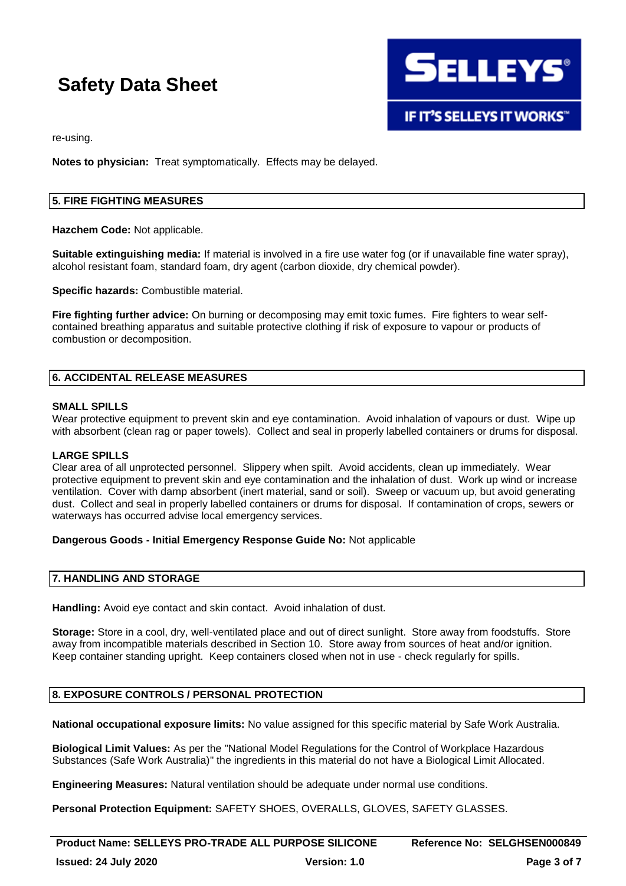re-using.

**Notes to physician:** Treat symptomatically. Effects may be delayed.

## 5. FIRE FIGHTING MEASURES

**Hazchem Code:** Not applicable.

**Suitable extinguishing media:** If material is involved in a fire use water fog (or if unavailable fine water spray), alcohol resistant foam, standard foam, dry agent (carbon dioxide, dry chemical powder).

**Specific hazards:** Combustible material.

**Fire fighting further advice:** On burning or decomposing may emit toxic fumes. Fire fighters to wear self-contained breathing apparatus and suitable protective clothing if risk of exposure to vapour or products of combustion or decomposition.

## 6. ACCIDENTAL RELEASE MEASURES

**SMALL SPILLS**
Wear protective equipment to prevent skin and eye contamination. Avoid inhalation of vapours or dust. Wipe up with absorbent (clean rag or paper towels). Collect and seal in properly labelled containers or drums for disposal.

**LARGE SPILLS**
Clear area of all unprotected personnel. Slippery when spilt. Avoid accidents, clean up immediately. Wear protective equipment to prevent skin and eye contamination and the inhalation of dust. Work up wind or increase ventilation. Cover with damp absorbent (inert material, sand or soil). Sweep or vacuum up, but avoid generating dust. Collect and seal in properly labelled containers or drums for disposal. If contamination of crops, sewers or waterways has occurred advise local emergency services.

**Dangerous Goods - Initial Emergency Response Guide No:** Not applicable

## 7. HANDLING AND STORAGE

**Handling:** Avoid eye contact and skin contact. Avoid inhalation of dust.

**Storage:** Store in a cool, dry, well-ventilated place and out of direct sunlight. Store away from foodstuffs. Store away from incompatible materials described in Section 10. Store away from sources of heat and/or ignition. Keep container standing upright. Keep containers closed when not in use - check regularly for spills.

## 8. EXPOSURE CONTROLS / PERSONAL PROTECTION

**National occupational exposure limits:** No value assigned for this specific material by Safe Work Australia.

**Biological Limit Values:** As per the "National Model Regulations for the Control of Workplace Hazardous Substances (Safe Work Australia)" the ingredients in this material do not have a Biological Limit Allocated.

**Engineering Measures:** Natural ventilation should be adequate under normal use conditions.

**Personal Protection Equipment:** SAFETY SHOES, OVERALLS, GLOVES, SAFETY GLASSES.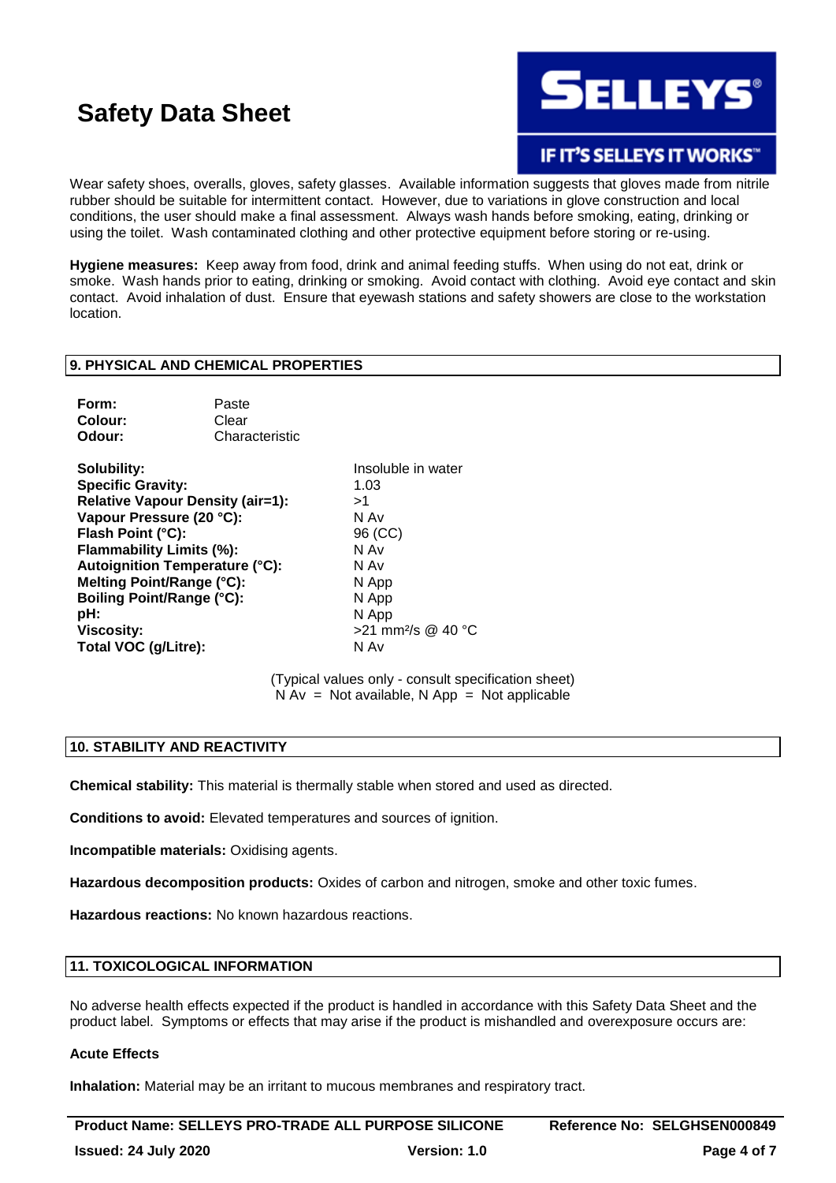Wear safety shoes, overalls, gloves, safety glasses. Available information suggests that gloves made from nitrile rubber should be suitable for intermittent contact. However, due to variations in glove construction and local conditions, the user should make a final assessment. Always wash hands before smoking, eating, drinking or using the toilet. Wash contaminated clothing and other protective equipment before storing or re-using.

**Hygiene measures:** Keep away from food, drink and animal feeding stuffs. When using do not eat, drink or smoke. Wash hands prior to eating, drinking or smoking. Avoid contact with clothing. Avoid eye contact and skin contact. Avoid inhalation of dust. Ensure that eyewash stations and safety showers are close to the workstation location.

## 9. PHYSICAL AND CHEMICAL PROPERTIES

| | |
|---|---|
| **Form:** | Paste |
| **Colour:** | Clear |
| **Odour:** | Characteristic |

| | |
|---|---|
| **Solubility:** | Insoluble in water |
| **Specific Gravity:** | 1.03 |
| **Relative Vapour Density (air=1):** | >1 |
| **Vapour Pressure (20 °C):** | N Av |
| **Flash Point (°C):** | 96 (CC) |
| **Flammability Limits (%):** | N Av |
| **Autoignition Temperature (°C):** | N Av |
| **Melting Point/Range (°C):** | N App |
| **Boiling Point/Range (°C):** | N App |
| **pH:** | N App |
| **Viscosity:** | >21 $mm^2/s$ @ 40 °C |
| **Total VOC (g/Litre):** | N Av |

(Typical values only - consult specification sheet)
N Av = Not available, N App = Not applicable

## 10. STABILITY AND REACTIVITY

**Chemical stability:** This material is thermally stable when stored and used as directed.

**Conditions to avoid:** Elevated temperatures and sources of ignition.

**Incompatible materials:** Oxidising agents.

**Hazardous decomposition products:** Oxides of carbon and nitrogen, smoke and other toxic fumes.

**Hazardous reactions:** No known hazardous reactions.

## 11. TOXICOLOGICAL INFORMATION

No adverse health effects expected if the product is handled in accordance with this Safety Data Sheet and the product label. Symptoms or effects that may arise if the product is mishandled and overexposure occurs are:

### Acute Effects

**Inhalation:** Material may be an irritant to mucous membranes and respiratory tract.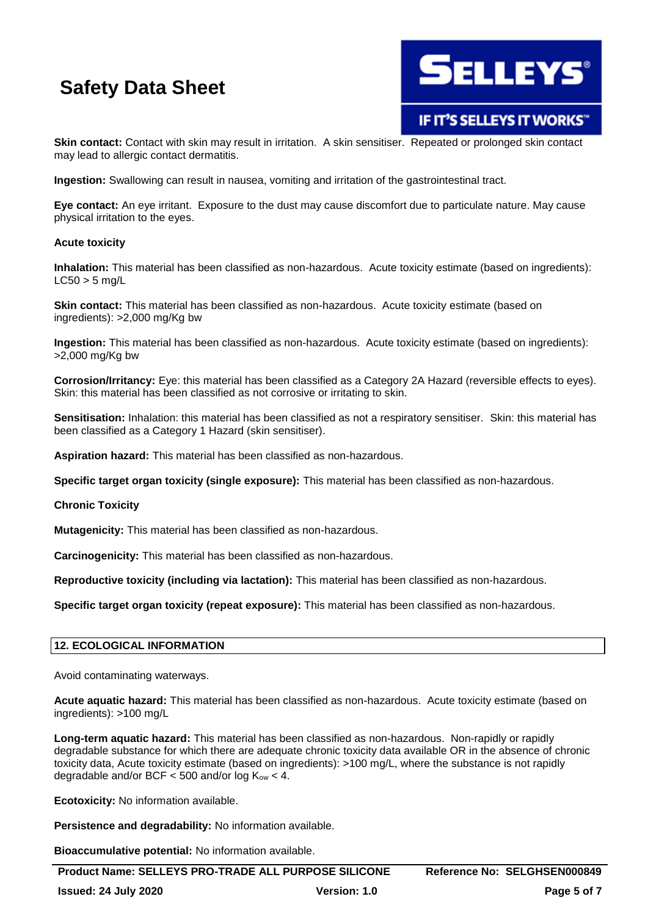**Skin contact:** Contact with skin may result in irritation. A skin sensitiser. Repeated or prolonged skin contact may lead to allergic contact dermatitis.

**Ingestion:** Swallowing can result in nausea, vomiting and irritation of the gastrointestinal tract.

**Eye contact:** An eye irritant. Exposure to the dust may cause discomfort due to particulate nature. May cause physical irritation to the eyes.

**Acute toxicity**

**Inhalation:** This material has been classified as non-hazardous. Acute toxicity estimate (based on ingredients): LC50 > 5 mg/L

**Skin contact:** This material has been classified as non-hazardous. Acute toxicity estimate (based on ingredients): >2,000 mg/Kg bw

**Ingestion:** This material has been classified as non-hazardous. Acute toxicity estimate (based on ingredients): >2,000 mg/Kg bw

**Corrosion/Irritancy:** Eye: this material has been classified as a Category 2A Hazard (reversible effects to eyes). Skin: this material has been classified as not corrosive or irritating to skin.

**Sensitisation:** Inhalation: this material has been classified as not a respiratory sensitiser. Skin: this material has been classified as a Category 1 Hazard (skin sensitiser).

**Aspiration hazard:** This material has been classified as non-hazardous.

**Specific target organ toxicity (single exposure):** This material has been classified as non-hazardous.

**Chronic Toxicity**

**Mutagenicity:** This material has been classified as non-hazardous.

**Carcinogenicity:** This material has been classified as non-hazardous.

**Reproductive toxicity (including via lactation):** This material has been classified as non-hazardous.

**Specific target organ toxicity (repeat exposure):** This material has been classified as non-hazardous.

## 12. ECOLOGICAL INFORMATION

Avoid contaminating waterways.

**Acute aquatic hazard:** This material has been classified as non-hazardous. Acute toxicity estimate (based on ingredients): >100 mg/L

**Long-term aquatic hazard:** This material has been classified as non-hazardous. Non-rapidly or rapidly degradable substance for which there are adequate chronic toxicity data available OR in the absence of chronic toxicity data, Acute toxicity estimate (based on ingredients): >100 mg/L, where the substance is not rapidly degradable and/or BCF < 500 and/or log $K_{ow}$ < 4.

**Ecotoxicity:** No information available.

**Persistence and degradability:** No information available.

**Bioaccumulative potential:** No information available.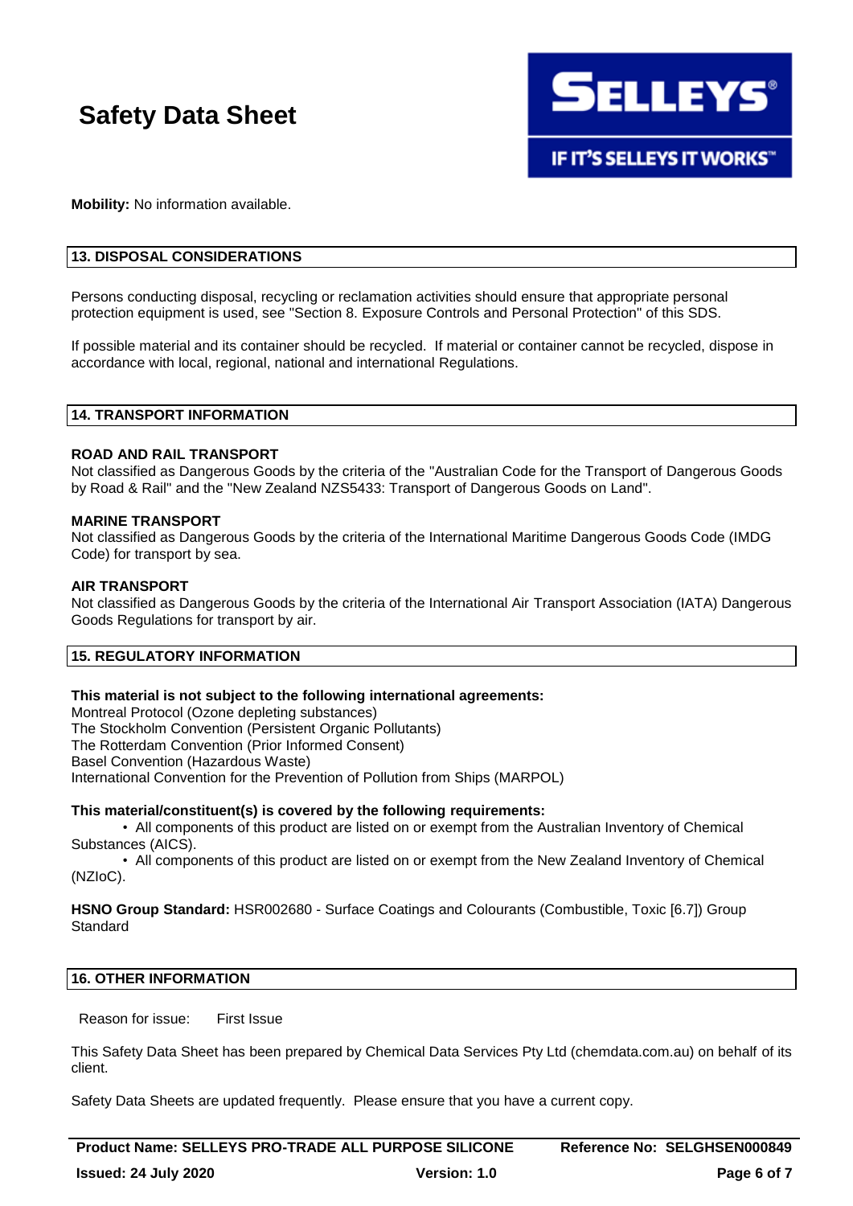**Mobility:** No information available.

## 13. DISPOSAL CONSIDERATIONS

Persons conducting disposal, recycling or reclamation activities should ensure that appropriate personal protection equipment is used, see "Section 8. Exposure Controls and Personal Protection" of this SDS.

If possible material and its container should be recycled. If material or container cannot be recycled, dispose in accordance with local, regional, national and international Regulations.

## 14. TRANSPORT INFORMATION

**ROAD AND RAIL TRANSPORT**
Not classified as Dangerous Goods by the criteria of the "Australian Code for the Transport of Dangerous Goods by Road & Rail" and the "New Zealand NZS5433: Transport of Dangerous Goods on Land".

**MARINE TRANSPORT**
Not classified as Dangerous Goods by the criteria of the International Maritime Dangerous Goods Code (IMDG Code) for transport by sea.

**AIR TRANSPORT**
Not classified as Dangerous Goods by the criteria of the International Air Transport Association (IATA) Dangerous Goods Regulations for transport by air.

## 15. REGULATORY INFORMATION

**This material is not subject to the following international agreements:**
Montreal Protocol (Ozone depleting substances)
The Stockholm Convention (Persistent Organic Pollutants)
The Rotterdam Convention (Prior Informed Consent)
Basel Convention (Hazardous Waste)
International Convention for the Prevention of Pollution from Ships (MARPOL)

**This material/constituent(s) is covered by the following requirements:**

- All components of this product are listed on or exempt from the Australian Inventory of Chemical Substances (AICS).
- All components of this product are listed on or exempt from the New Zealand Inventory of Chemical (NZIoC).

**HSNO Group Standard:** HSR002680 - Surface Coatings and Colourants (Combustible, Toxic [6.7]) Group Standard

## 16. OTHER INFORMATION

Reason for issue: First Issue

This Safety Data Sheet has been prepared by Chemical Data Services Pty Ltd (chemdata.com.au) on behalf of its client.

Safety Data Sheets are updated frequently. Please ensure that you have a current copy.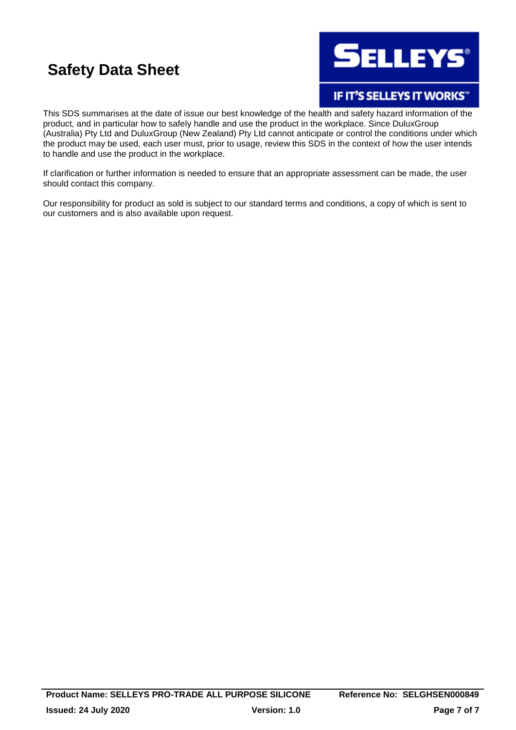# Safety Data Sheet

This SDS summarises at the date of issue our best knowledge of the health and safety hazard information of the product, and in particular how to safely handle and use the product in the workplace. Since DuluxGroup (Australia) Pty Ltd and DuluxGroup (New Zealand) Pty Ltd cannot anticipate or control the conditions under which the product may be used, each user must, prior to usage, review this SDS in the context of how the user intends to handle and use the product in the workplace.

If clarification or further information is needed to ensure that an appropriate assessment can be made, the user should contact this company.

Our responsibility for product as sold is subject to our standard terms and conditions, a copy of which is sent to our customers and is also available upon request.